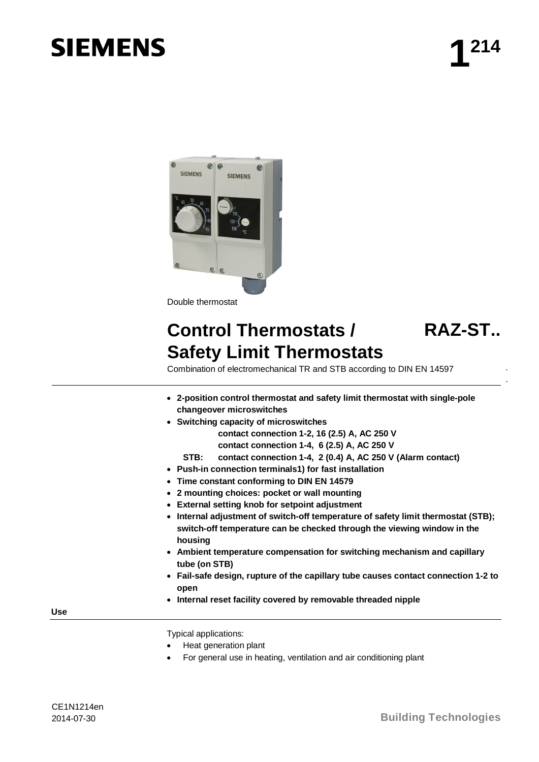SIEMENS

# 1[214]

Double thermostat

# Control Thermostats / Safety Limit Thermostats RAZ-ST..

Combination of electromechanical TR and STB according to DIN EN 14597

- **2-position control thermostat and safety limit thermostat with single-pole changeover microswitches**
- **Switching capacity of microswitches**
  - **contact connection 1-2, 16 (2.5) A, AC 250 V**
  - **contact connection 1-4, 6 (2.5) A, AC 250 V**
  - **STB: contact connection 1-4, 2 (0.4) A, AC 250 V (Alarm contact)**
- **Push-in connection terminals1) for fast installation**
- **Time constant conforming to DIN EN 14579**
- **2 mounting choices: pocket or wall mounting**
- **External setting knob for setpoint adjustment**
- **Internal adjustment of switch-off temperature of safety limit thermostat (STB); switch-off temperature can be checked through the viewing window in the housing**
- **Ambient temperature compensation for switching mechanism and capillary tube (on STB)**
- **Fail-safe design, rupture of the capillary tube causes contact connection 1-2 to open**
- **Internal reset facility covered by removable threaded nipple**

## Use

Typical applications:

- Heat generation plant
- For general use in heating, ventilation and air conditioning plant

CE1N1214en
2014-07-30

Building Technologies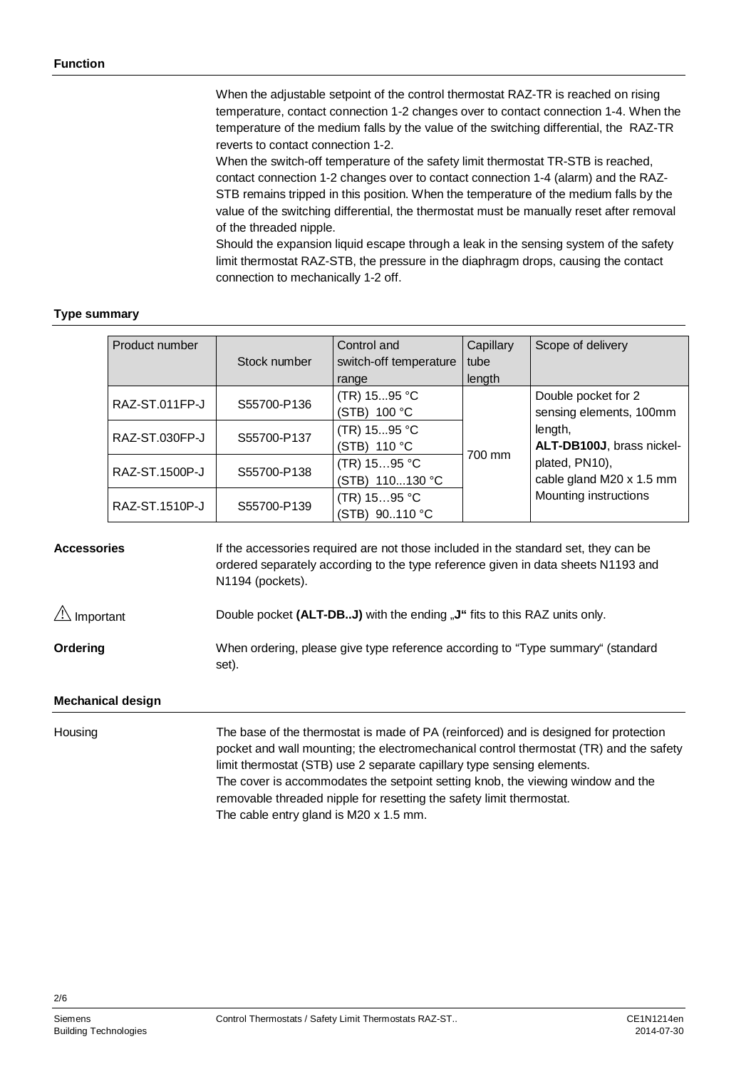## Function

When the adjustable setpoint of the control thermostat RAZ-TR is reached on rising temperature, contact connection 1-2 changes over to contact connection 1-4. When the temperature of the medium falls by the value of the switching differential, the RAZ-TR reverts to contact connection 1-2.
When the switch-off temperature of the safety limit thermostat TR-STB is reached, contact connection 1-2 changes over to contact connection 1-4 (alarm) and the RAZ-STB remains tripped in this position. When the temperature of the medium falls by the value of the switching differential, the thermostat must be manually reset after removal of the threaded nipple.
Should the expansion liquid escape through a leak in the sensing system of the safety limit thermostat RAZ-STB, the pressure in the diaphragm drops, causing the contact connection to mechanically 1-2 off.

## Type summary

| Product number | Stock number | Control and switch-off temperature range | Capillary tube length | Scope of delivery |
|---|---|---|---|---|
| RAZ-ST.011FP-J | S55700-P136 | (TR) 15...95 °C<br>(STB) 100 °C | 700 mm | Double pocket for 2 sensing elements, 100mm length, **ALT-DB100J**, brass nickel-plated, PN10), cable gland M20 x 1.5 mm<br>Mounting instructions |
| RAZ-ST.030FP-J | S55700-P137 | (TR) 15...95 °C<br>(STB) 110 °C | | |
| RAZ-ST.1500P-J | S55700-P138 | (TR) 15…95 °C<br>(STB) 110...130 °C | | |
| RAZ-ST.1510P-J | S55700-P139 | (TR) 15…95 °C<br>(STB) 90..110 °C | | |

**Accessories**

If the accessories required are not those included in the standard set, they can be ordered separately according to the type reference given in data sheets N1193 and N1194 (pockets).

⚠ Important

Double pocket **(ALT-DB..J)** with the ending „**J**" fits to this RAZ units only.

**Ordering**

When ordering, please give type reference according to "Type summary" (standard set).

## Mechanical design

Housing

The base of the thermostat is made of PA (reinforced) and is designed for protection pocket and wall mounting; the electromechanical control thermostat (TR) and the safety limit thermostat (STB) use 2 separate capillary type sensing elements.
The cover is accommodates the setpoint setting knob, the viewing window and the removable threaded nipple for resetting the safety limit thermostat.
The cable entry gland is M20 x 1.5 mm.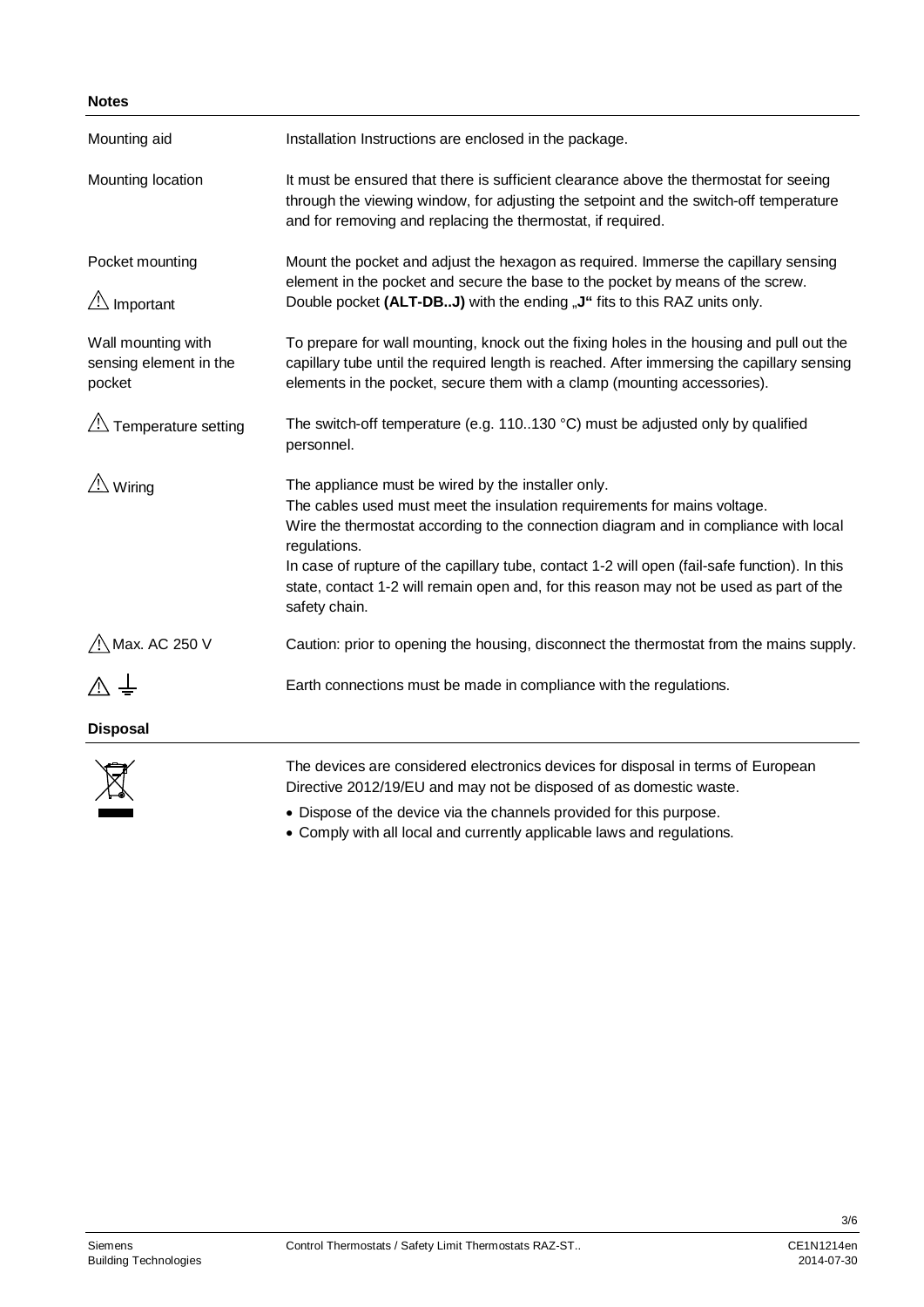## Notes

| | |
|---|---|
| Mounting aid | Installation Instructions are enclosed in the package. |
| Mounting location | It must be ensured that there is sufficient clearance above the thermostat for seeing through the viewing window, for adjusting the setpoint and the switch-off temperature and for removing and replacing the thermostat, if required. |
| Pocket mounting<br><br>⚠ Important | Mount the pocket and adjust the hexagon as required. Immerse the capillary sensing element in the pocket and secure the base to the pocket by means of the screw. Double pocket **(ALT-DB..J)** with the ending **„J“** fits to this RAZ units only. |
| Wall mounting with sensing element in the pocket | To prepare for wall mounting, knock out the fixing holes in the housing and pull out the capillary tube until the required length is reached. After immersing the capillary sensing elements in the pocket, secure them with a clamp (mounting accessories). |
| ⚠ Temperature setting | The switch-off temperature (e.g. 110..130 °C) must be adjusted only by qualified personnel. |
| ⚠ Wiring | The appliance must be wired by the installer only.<br>The cables used must meet the insulation requirements for mains voltage.<br>Wire the thermostat according to the connection diagram and in compliance with local regulations.<br>In case of rupture of the capillary tube, contact 1-2 will open (fail-safe function). In this state, contact 1-2 will remain open and, for this reason may not be used as part of the safety chain. |
| ⚠ Max. AC 250 V | Caution: prior to opening the housing, disconnect the thermostat from the mains supply. |
| ⚠ ⏚ | Earth connections must be made in compliance with the regulations. |

## Disposal

The devices are considered electronics devices for disposal in terms of European Directive 2012/19/EU and may not be disposed of as domestic waste.

- Dispose of the device via the channels provided for this purpose.
- Comply with all local and currently applicable laws and regulations.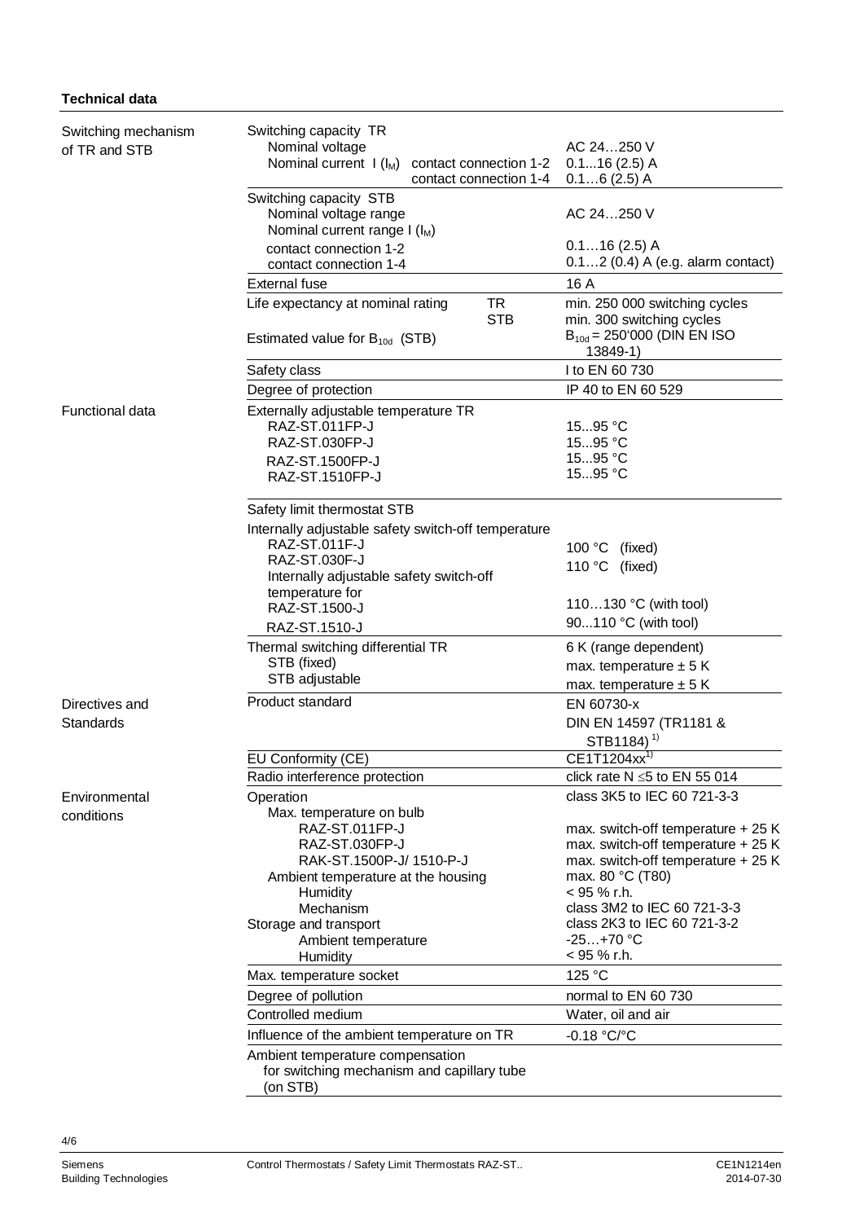**Technical data**

| | | |
|---|---|---|
| Switching mechanism of TR and STB | Switching capacity TR<br>Nominal voltage<br>Nominal current I ($I_M$) contact connection 1-2<br>contact connection 1-4 | <br>AC 24…250 V<br>0.1...16 (2.5) A<br>0.1…6 (2.5) A |
| | Switching capacity STB<br>Nominal voltage range<br>Nominal current range I ($I_M$)<br>contact connection 1-2<br>contact connection 1-4 | <br>AC 24…250 V<br><br>0.1…16 (2.5) A<br>0.1…2 (0.4) A (e.g. alarm contact) |
| | External fuse | 16 A |
| | Life expectancy at nominal rating TR<br>STB<br>Estimated value for $B_{10d}$ (STB) | min. 250 000 switching cycles<br>min. 300 switching cycles<br>$B_{10d}$ = 250'000 (DIN EN ISO 13849-1) |
| | Safety class | I to EN 60 730 |
| | Degree of protection | IP 40 to EN 60 529 |
| Functional data | Externally adjustable temperature TR<br>RAZ-ST.011FP-J<br>RAZ-ST.030FP-J<br>RAZ-ST.1500FP-J<br>RAZ-ST.1510FP-J | <br>15...95 °C<br>15...95 °C<br>15...95 °C<br>15...95 °C |
| | Safety limit thermostat STB<br>Internally adjustable safety switch-off temperature<br>RAZ-ST.011F-J<br>RAZ-ST.030F-J<br>Internally adjustable safety switch-off temperature for<br>RAZ-ST.1500-J<br>RAZ-ST.1510-J | <br><br>100 °C (fixed)<br>110 °C (fixed)<br><br>110…130 °C (with tool)<br>90...110 °C (with tool) |
| | Thermal switching differential TR<br>STB (fixed)<br>STB adjustable | 6 K (range dependent)<br>max. temperature ± 5 K<br>max. temperature ± 5 K |
| Directives and Standards | Product standard | EN 60730-x<br>DIN EN 14597 (TR1181 & STB1184) [1] |
| | EU Conformity (CE) | CE1T1204xx [1] |
| | Radio interference protection | click rate N ≤5 to EN 55 014 |
| Environmental conditions | Operation<br>Max. temperature on bulb<br>RAZ-ST.011FP-J<br>RAZ-ST.030FP-J<br>RAK-ST.1500P-J/ 1510-P-J<br>Ambient temperature at the housing<br>Humidity<br>Mechanism<br>Storage and transport<br>Ambient temperature<br>Humidity | class 3K5 to IEC 60 721-3-3<br><br>max. switch-off temperature + 25 K<br>max. switch-off temperature + 25 K<br>max. switch-off temperature + 25 K<br>max. 80 °C (T80)<br>< 95 % r.h.<br>class 3M2 to IEC 60 721-3-3<br>class 2K3 to IEC 60 721-3-2<br>-25…+70 °C<br>< 95 % r.h. |
| | Max. temperature socket | 125 °C |
| | Degree of pollution | normal to EN 60 730 |
| | Controlled medium | Water, oil and air |
| | Influence of the ambient temperature on TR | -0.18 °C/°C |
| | Ambient temperature compensation for switching mechanism and capillary tube (on STB) | |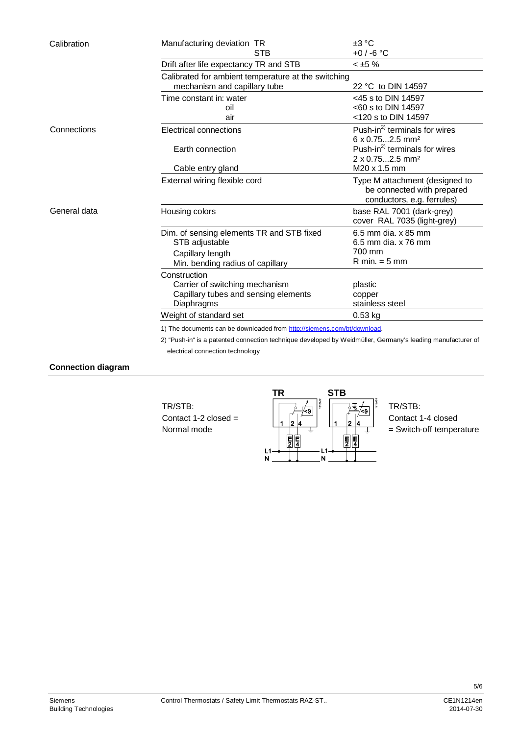| | | |
|---|---|---|
| Calibration | Manufacturing deviation TR<br>STB | ±3 °C<br>+0 / -6 °C |
| | Drift after life expectancy TR and STB | < ±5 % |
| | Calibrated for ambient temperature at the switching mechanism and capillary tube | 22 °C to DIN 14597 |
| | Time constant in: water<br>oil<br>air | <45 s to DIN 14597<br><60 s to DIN 14597<br><120 s to DIN 14597 |
| Connections | Electrical connections<br><br>Earth connection<br><br>Cable entry gland | Push-in[2)] terminals for wires 6 x 0.75...2.5 mm²<br>Push-in[2)] terminals for wires 2 x 0.75...2.5 mm²<br>M20 x 1.5 mm |
| | External wiring flexible cord | Type M attachment (designed to be connected with prepared conductors, e.g. ferrules) |
| General data | Housing colors | base RAL 7001 (dark-grey)<br>cover RAL 7035 (light-grey) |
| | Dim. of sensing elements TR and STB fixed<br>STB adjustable<br>Capillary length<br>Min. bending radius of capillary | 6.5 mm dia. x 85 mm<br>6.5 mm dia. x 76 mm<br>700 mm<br>R min. = 5 mm |
| | Construction<br>Carrier of switching mechanism<br>Capillary tubes and sensing elements<br>Diaphragms | <br>plastic<br>copper<br>stainless steel |
| | Weight of standard set | 0.53 kg |

1) The documents can be downloaded from http://siemens.com/bt/download.

2) "Push-in" is a patented connection technique developed by Weidmüller, Germany's leading manufacturer of electrical connection technology

## Connection diagram

TR/STB:
Contact 1-2 closed = Normal mode

TR/STB:
Contact 1-4 closed = Switch-off temperature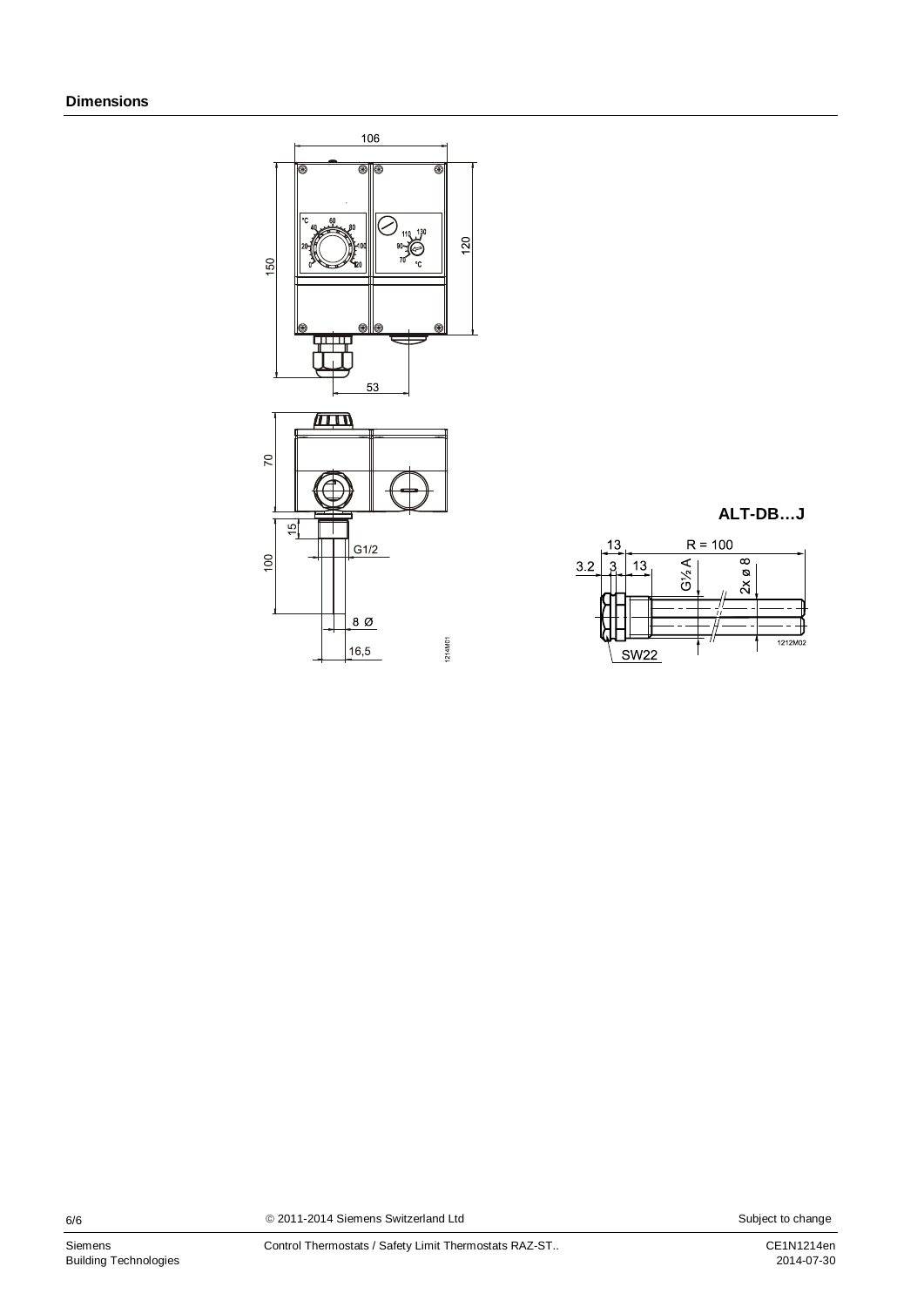## Dimensions

106

150

120

53

70

15

100

G1/2

8 Ø

16,5

1214M01

**ALT-DB…J**

13

R = 100

3.2

3

13

G½ A

2x ø 8

SW22

1212M02